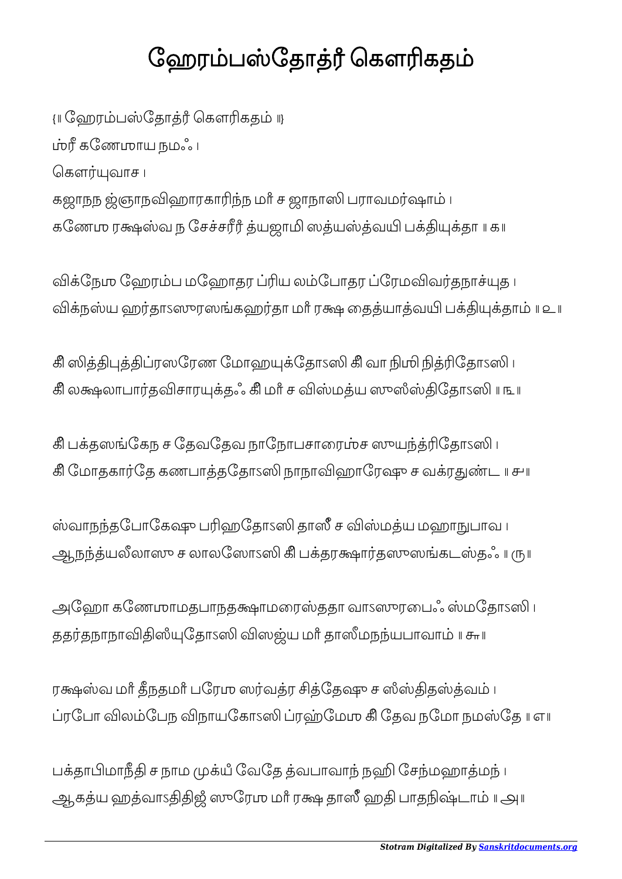# ஹேரம்பஸ்தோத்ரீ கௌரிகதம்

{॥ ஹேரம்பஸ்தோத்ரீ கௌரிகதம் ॥}

ஶ்ரீ கணேஶாய நமஃ ।

கௌர்யுவாச ।

கஜாநந ஜ்ஞாநவிஹாரகாரிந்ந மாீ ச ஜாநாஸி பராவமர்ஷாம் ।
கணேஶ ரக்ஷஸ்வ ந சேச்சரீரீ த்யஜாமி ஸத்யஸ்த்வயி பக்தியுக்தா ॥ க॥

விக்நேஶ ஹேரம்ப மஹோதர ப்ரிய லம்போதர ப்ரேமவிவர்தநாச்யுத ।
விக்நஸ்ய ஹர்தாऽஸுரஸங்கஹர்தா மாீ ரக்ஷ தைத்யாத்வயி பக்தியுக்தாம் ॥ உ॥

கீ ஸித்திபுத்திப்ரஸரேண மோஹயுக்தோऽஸி கீ வா நிஶி நித்ரிதோऽஸி ।
கீ லக்ஷலாபார்தவிசாரயுக்தஃ கீ மாீ ச விஸ்மத்ய ஸுஸ்ஸ்திதோऽஸி ॥ ங॥

கீ பக்தஸங்கேந ச தேவதேவ நாநோபசாரைஶ்ச ஸுயந்த்ரிதோऽஸி ।
கீ மோதகார்தே கணபாத்ததோऽஸி நாநாவிஹாரேஷு ச வக்ரதுண்ட ॥ ச॥

ஸ்வாநந்தபோகேஷு பரிஹதோऽஸி தாஸீ ச விஸ்மத்ய மஹாநுபாவ ।
ஆநந்த்யலீலாஸு ச லாலஸோऽஸி கீ பக்தரக்ஷார்தஸுஸங்கடஸ்தஃ ॥ ரு॥

அஹோ கணேஶாமதபாநதக்ஷாமரைஸ்ததா வாऽஸுரபைஃ ஸ்மதோऽஸி ।
ததர்தநாநாவிதிஸ்யுதோऽஸி விஸஜ்ய மாீ தாஸீமநந்யபாவாம் ॥ சு॥

ரக்ஷஸ்வ மாீ தீநதமாீ பரேஶ ஸர்வத்ர சித்தேஷு ச ஸ்ஸ்திதஸ்த்வம் ।
ப்ரபோ விலம்பேந விநாயகோऽஸி ப்ரஹ்மேஶ கீ தேவ நமோ நமஸ்தே ॥ எ॥

பக்தாபிமாநீதி ச நாம முக்யீ வேதே த்வபாவாந் நஹி சேந்மஹாத்மந் ।
ஆகத்ய ஹத்வாऽதிதிஜீ ஸுரேஶ மாீ ரக்ஷ தாஸீ ஹதி பாதநிஷ்டாம் ॥ அ॥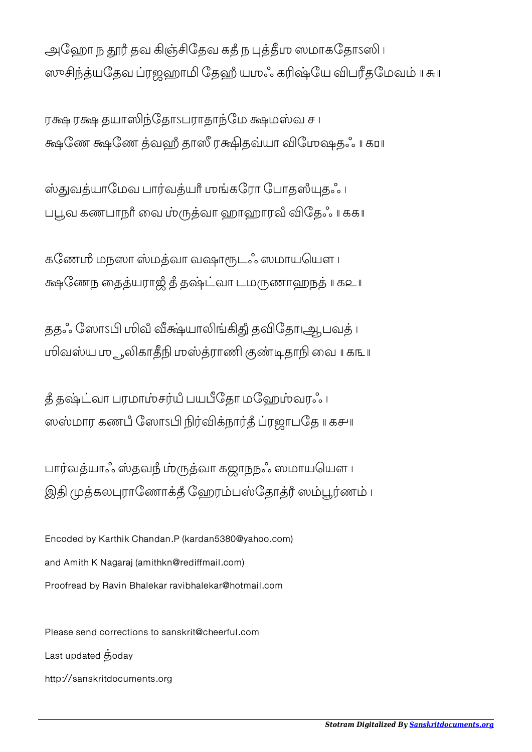அஹோ ந தூர் தவ கிஞ்சிதேவ கதீ ந புத்தீஶ ஸமாகதோऽஸி ।
ஸுசிந்த்யதேவ ப்ரஜஹாமி தேஹீ யஶஃ கரிஷ்யே விபரீதமேவம் ॥ ௯॥

ரக்ஷ ரக்ஷ தயாஸிந்தோऽபராதாந்மே க்ஷமஸ்வ ச ।
க்ஷணே க்ஷணே த்வஹீ தாஸீ ரக்ஷிதவ்யா விஶேஷதஃ ॥ ௧௦॥

ஸ்துவத்யாமேவ பார்வத்யாீ ஶங்கரோ போதஸ்யுதஃ ।
பபூவ கணபாநாீ வை ஶ்ருத்வா ஹாஹாரவீ விதேஃ ॥ ௧௧॥

கணேஶீ மநஸா ஸ்மத்வா வஷாரூடஃ ஸமாயயௌ ।
க்ஷணேந தைத்யராஜீ தீ தஷ்ட்வா டமருணாஹநத் ॥ ௧௨॥

ததஃ ஸோऽபி ஶிவீ வீக்ஷ்யாலிங்கிதுீ தவிதோ।ஆபவத் ।
ஶிவஸ்ய ஶூலிகாதீநி ஶஸ்த்ராணி குண்டிதாநி வை ॥ ௧௩॥

தீ தஷ்ட்வா பரமாஶ்சர்யீ பயபீதோ மஹேஶ்வரஃ ।
ஸஸ்மார கணபீ ஸோऽபி நிர்விக்நார்தீ ப்ரஜாபதே ॥ ௧௪॥

பார்வத்யாஃ ஸ்தவநீ ஶ்ருத்வா கஜாநநஃ ஸமாயயௌ ।
இதி முத்கலபுராணோக்தீ ஹேரம்பஸ்தோத்ரீ ஸம்பூர்ணம் ।

Encoded by Karthik Chandan.P (kardan5380@yahoo.com)

and Amith K Nagaraj (amithkn@rediffmail.com)

Proofread by Ravin Bhalekar ravibhalekar@hotmail.com

Please send corrections to sanskrit@cheerful.com

Last updated ţoday

http://sanskritdocuments.org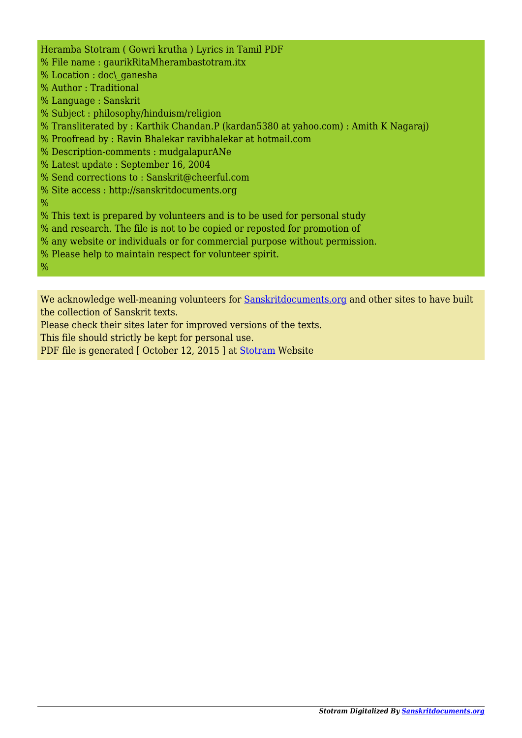Heramba Stotram ( Gowri krutha ) Lyrics in Tamil PDF
% File name : gaurikRitaMherambastotram.itx
% Location : doc\_ganesha
% Author : Traditional
% Language : Sanskrit
% Subject : philosophy/hinduism/religion
% Transliterated by : Karthik Chandan.P (kardan5380 at yahoo.com) : Amith K Nagaraj)
% Proofread by : Ravin Bhalekar ravibhalekar at hotmail.com
% Description-comments : mudgalapurANe
% Latest update : September 16, 2004
% Send corrections to : Sanskrit@cheerful.com
% Site access : http://sanskritdocuments.org
%
% This text is prepared by volunteers and is to be used for personal study
% and research. The file is not to be copied or reposted for promotion of
% any website or individuals or for commercial purpose without permission.
% Please help to maintain respect for volunteer spirit.
%

We acknowledge well-meaning volunteers for Sanskritdocuments.org and other sites to have built the collection of Sanskrit texts.
Please check their sites later for improved versions of the texts.
This file should strictly be kept for personal use.
PDF file is generated [ October 12, 2015 ] at Stotram Website